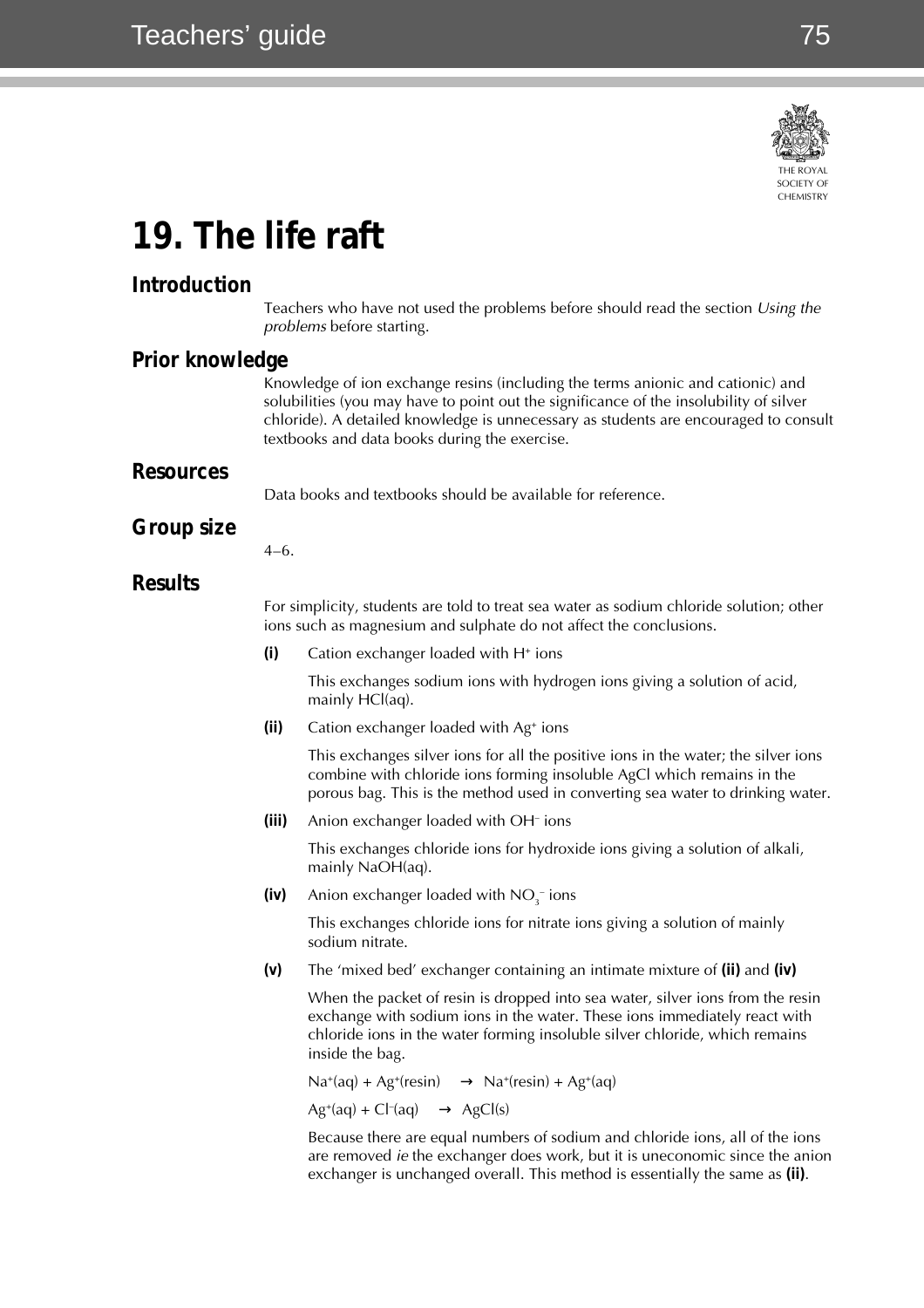# 19. The life raft

## Introduction

Teachers who have not used the problems before should read the section *Using the problems* before starting.

## Prior knowledge

Knowledge of ion exchange resins (including the terms anionic and cationic) and solubilities (you may have to point out the significance of the insolubility of silver chloride). A detailed knowledge is unnecessary as students are encouraged to consult textbooks and data books during the exercise.

## Resources

Data books and textbooks should be available for reference.

## Group size

4–6.

## Results

For simplicity, students are told to treat sea water as sodium chloride solution; other ions such as magnesium and sulphate do not affect the conclusions.

**(i)** Cation exchanger loaded with $H^+$ ions

This exchanges sodium ions with hydrogen ions giving a solution of acid, mainly HCl(aq).

**(ii)** Cation exchanger loaded with $Ag^+$ ions

This exchanges silver ions for all the positive ions in the water; the silver ions combine with chloride ions forming insoluble AgCl which remains in the porous bag. This is the method used in converting sea water to drinking water.

**(iii)** Anion exchanger loaded with $OH^-$ ions

This exchanges chloride ions for hydroxide ions giving a solution of alkali, mainly NaOH(aq).

**(iv)** Anion exchanger loaded with $NO_3^-$ ions

This exchanges chloride ions for nitrate ions giving a solution of mainly sodium nitrate.

**(v)** The 'mixed bed' exchanger containing an intimate mixture of **(ii)** and **(iv)**

When the packet of resin is dropped into sea water, silver ions from the resin exchange with sodium ions in the water. These ions immediately react with chloride ions in the water forming insoluble silver chloride, which remains inside the bag.

$Na^+(aq) + Ag^+(resin) \rightarrow Na^+(resin) + Ag^+(aq)$

$Ag^+(aq) + Cl^-(aq) \rightarrow AgCl(s)$

Because there are equal numbers of sodium and chloride ions, all of the ions are removed *ie* the exchanger does work, but it is uneconomic since the anion exchanger is unchanged overall. This method is essentially the same as **(ii)**.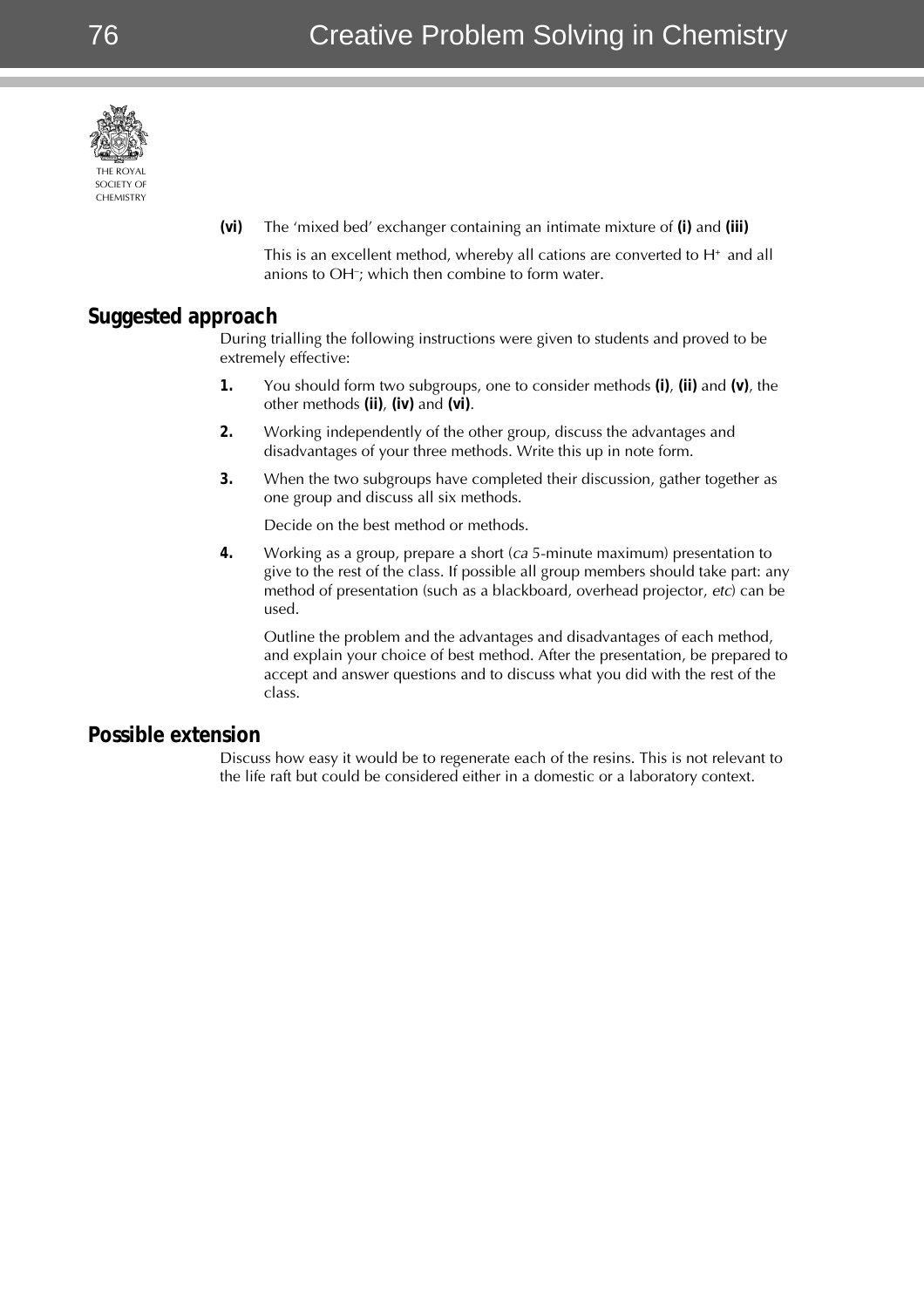**(vi)** The 'mixed bed' exchanger containing an intimate mixture of **(i)** and **(iii)**

This is an excellent method, whereby all cations are converted to $H^+$ and all anions to $OH^-$; which then combine to form water.

## Suggested approach

During trialling the following instructions were given to students and proved to be extremely effective:

1. You should form two subgroups, one to consider methods **(i)**, **(ii)** and **(v)**, the other methods **(ii)**, **(iv)** and **(vi)**.

2. Working independently of the other group, discuss the advantages and disadvantages of your three methods. Write this up in note form.

3. When the two subgroups have completed their discussion, gather together as one group and discuss all six methods.

   Decide on the best method or methods.

4. Working as a group, prepare a short (*ca* 5-minute maximum) presentation to give to the rest of the class. If possible all group members should take part: any method of presentation (such as a blackboard, overhead projector, *etc*) can be used.

   Outline the problem and the advantages and disadvantages of each method, and explain your choice of best method. After the presentation, be prepared to accept and answer questions and to discuss what you did with the rest of the class.

## Possible extension

Discuss how easy it would be to regenerate each of the resins. This is not relevant to the life raft but could be considered either in a domestic or a laboratory context.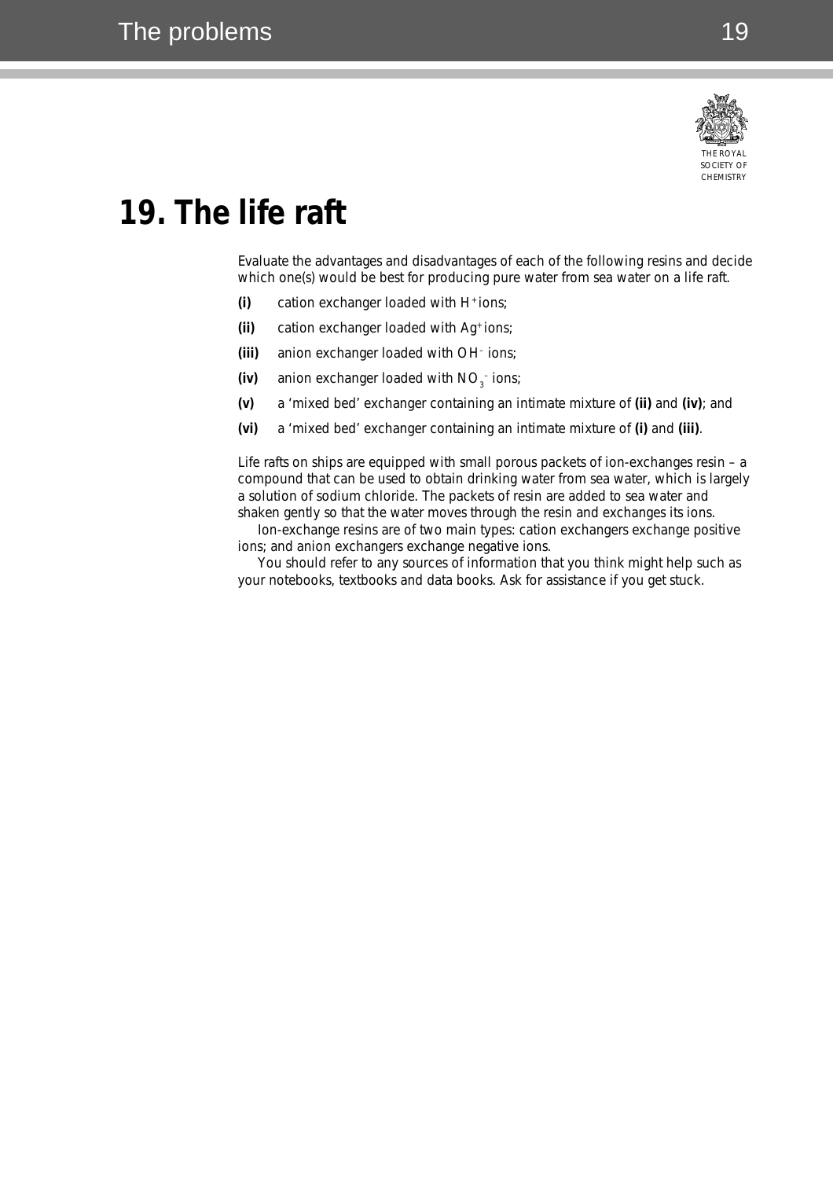# 19. The life raft

Evaluate the advantages and disadvantages of each of the following resins and decide which one(s) would be best for producing pure water from sea water on a life raft.

**(i)** cation exchanger loaded with $H^+$ ions;

**(ii)** cation exchanger loaded with $Ag^+$ ions;

**(iii)** anion exchanger loaded with $OH^-$ ions;

**(iv)** anion exchanger loaded with $NO_3^-$ ions;

**(v)** a 'mixed bed' exchanger containing an intimate mixture of **(ii)** and **(iv)**; and

**(vi)** a 'mixed bed' exchanger containing an intimate mixture of **(i)** and **(iii)**.

Life rafts on ships are equipped with small porous packets of ion-exchanges resin – a compound that can be used to obtain drinking water from sea water, which is largely a solution of sodium chloride. The packets of resin are added to sea water and shaken gently so that the water moves through the resin and exchanges its ions.

Ion-exchange resins are of two main types: cation exchangers exchange positive ions; and anion exchangers exchange negative ions.

You should refer to any sources of information that you think might help such as your notebooks, textbooks and data books. Ask for assistance if you get stuck.